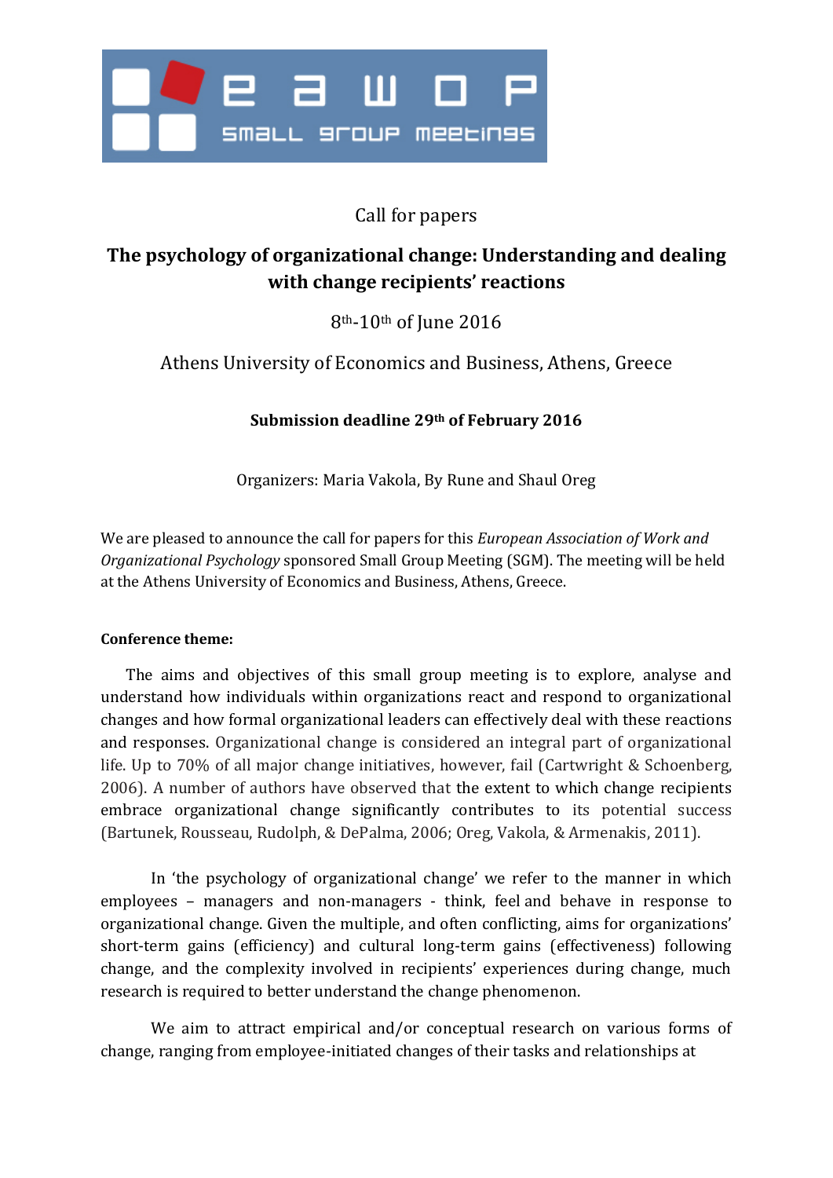Call for papers

# The psychology of organizational change: Understanding and dealing with change recipients' reactions

8th-10th of June 2016

Athens University of Economics and Business, Athens, Greece

**Submission deadline 29th of February 2016**

Organizers: Maria Vakola, By Rune and Shaul Oreg

We are pleased to announce the call for papers for this *European Association of Work and Organizational Psychology* sponsored Small Group Meeting (SGM). The meeting will be held at the Athens University of Economics and Business, Athens, Greece.

**Conference theme:**

The aims and objectives of this small group meeting is to explore, analyse and understand how individuals within organizations react and respond to organizational changes and how formal organizational leaders can effectively deal with these reactions and responses. Organizational change is considered an integral part of organizational life. Up to 70% of all major change initiatives, however, fail (Cartwright & Schoenberg, 2006). A number of authors have observed that the extent to which change recipients embrace organizational change significantly contributes to its potential success (Bartunek, Rousseau, Rudolph, & DePalma, 2006; Oreg, Vakola, & Armenakis, 2011).

In 'the psychology of organizational change' we refer to the manner in which employees – managers and non-managers - think, feel and behave in response to organizational change. Given the multiple, and often conflicting, aims for organizations' short-term gains (efficiency) and cultural long-term gains (effectiveness) following change, and the complexity involved in recipients' experiences during change, much research is required to better understand the change phenomenon.

We aim to attract empirical and/or conceptual research on various forms of change, ranging from employee-initiated changes of their tasks and relationships at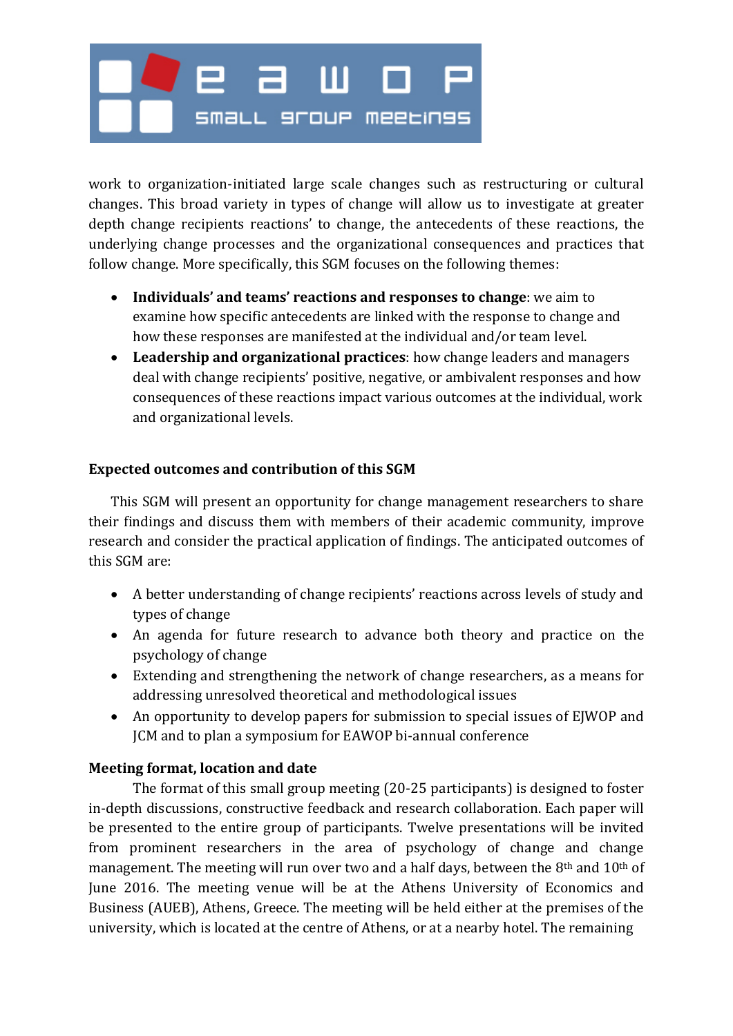work to organization-initiated large scale changes such as restructuring or cultural changes. This broad variety in types of change will allow us to investigate at greater depth change recipients reactions' to change, the antecedents of these reactions, the underlying change processes and the organizational consequences and practices that follow change. More specifically, this SGM focuses on the following themes:

- **Individuals' and teams' reactions and responses to change**: we aim to examine how specific antecedents are linked with the response to change and how these responses are manifested at the individual and/or team level.
- **Leadership and organizational practices**: how change leaders and managers deal with change recipients' positive, negative, or ambivalent responses and how consequences of these reactions impact various outcomes at the individual, work and organizational levels.

**Expected outcomes and contribution of this SGM**

This SGM will present an opportunity for change management researchers to share their findings and discuss them with members of their academic community, improve research and consider the practical application of findings. The anticipated outcomes of this SGM are:

- A better understanding of change recipients' reactions across levels of study and types of change
- An agenda for future research to advance both theory and practice on the psychology of change
- Extending and strengthening the network of change researchers, as a means for addressing unresolved theoretical and methodological issues
- An opportunity to develop papers for submission to special issues of EJWOP and JCM and to plan a symposium for EAWOP bi-annual conference

**Meeting format, location and date**

The format of this small group meeting (20-25 participants) is designed to foster in-depth discussions, constructive feedback and research collaboration. Each paper will be presented to the entire group of participants. Twelve presentations will be invited from prominent researchers in the area of psychology of change and change management. The meeting will run over two and a half days, between the 8th and 10th of June 2016. The meeting venue will be at the Athens University of Economics and Business (AUEB), Athens, Greece. The meeting will be held either at the premises of the university, which is located at the centre of Athens, or at a nearby hotel. The remaining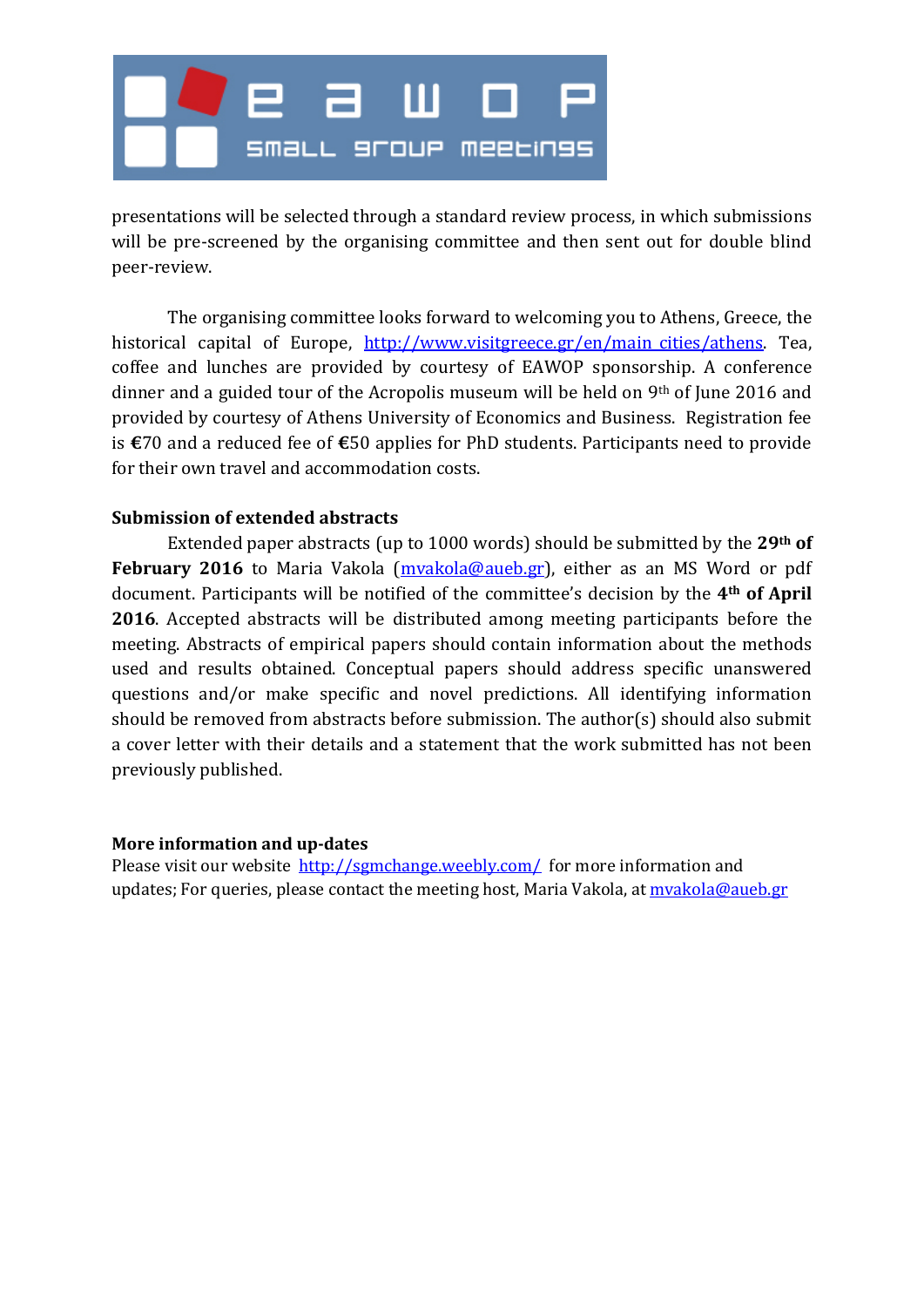presentations will be selected through a standard review process, in which submissions will be pre-screened by the organising committee and then sent out for double blind peer-review.

The organising committee looks forward to welcoming you to Athens, Greece, the historical capital of Europe, http://www.visitgreece.gr/en/main_cities/athens. Tea, coffee and lunches are provided by courtesy of EAWOP sponsorship. A conference dinner and a guided tour of the Acropolis museum will be held on 9th of June 2016 and provided by courtesy of Athens University of Economics and Business. Registration fee is **€**70 and a reduced fee of **€**50 applies for PhD students. Participants need to provide for their own travel and accommodation costs.

**Submission of extended abstracts**

Extended paper abstracts (up to 1000 words) should be submitted by the **29th of February 2016** to Maria Vakola (mvakola@aueb.gr), either as an MS Word or pdf document. Participants will be notified of the committee's decision by the **4th of April 2016**. Accepted abstracts will be distributed among meeting participants before the meeting. Abstracts of empirical papers should contain information about the methods used and results obtained. Conceptual papers should address specific unanswered questions and/or make specific and novel predictions. All identifying information should be removed from abstracts before submission. The author(s) should also submit a cover letter with their details and a statement that the work submitted has not been previously published.

**More information and up-dates**

Please visit our website http://sgmchange.weebly.com/ for more information and updates; For queries, please contact the meeting host, Maria Vakola, at mvakola@aueb.gr